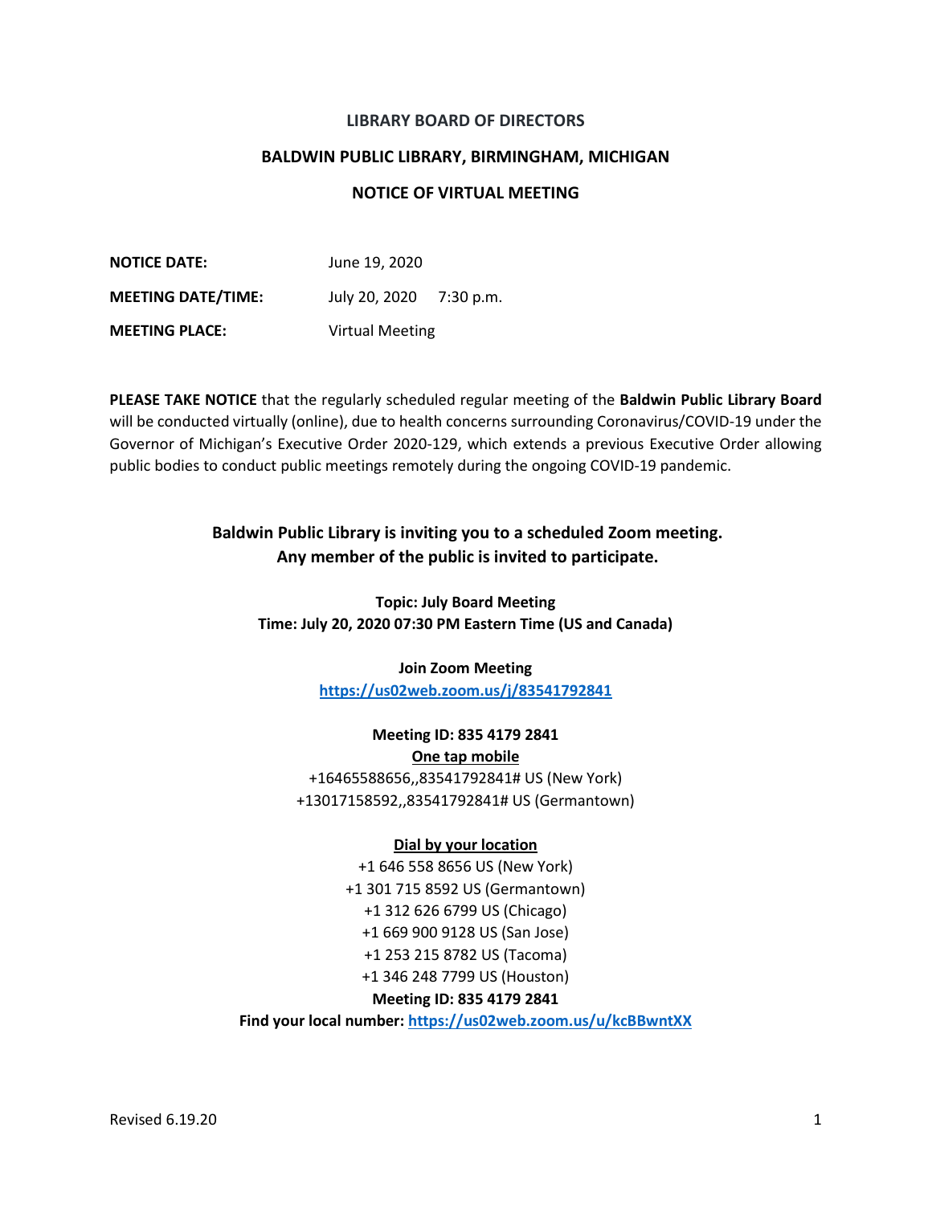**LIBRARY BOARD OF DIRECTORS**

**BALDWIN PUBLIC LIBRARY, BIRMINGHAM, MICHIGAN**

**NOTICE OF VIRTUAL MEETING**

**NOTICE DATE:** June 19, 2020

**MEETING DATE/TIME:** July 20, 2020 7:30 p.m.

**MEETING PLACE:** Virtual Meeting

**PLEASE TAKE NOTICE** that the regularly scheduled regular meeting of the **Baldwin Public Library Board** will be conducted virtually (online), due to health concerns surrounding Coronavirus/COVID-19 under the Governor of Michigan's Executive Order 2020-129, which extends a previous Executive Order allowing public bodies to conduct public meetings remotely during the ongoing COVID-19 pandemic.

**Baldwin Public Library is inviting you to a scheduled Zoom meeting.**
**Any member of the public is invited to participate.**

**Topic: July Board Meeting**
**Time: July 20, 2020 07:30 PM Eastern Time (US and Canada)**

**Join Zoom Meeting**
**https://us02web.zoom.us/j/83541792841**

**Meeting ID: 835 4179 2841**

**One tap mobile**

+16465588656,,83541792841# US (New York)
+13017158592,,83541792841# US (Germantown)

**Dial by your location**

+1 646 558 8656 US (New York)
+1 301 715 8592 US (Germantown)
+1 312 626 6799 US (Chicago)
+1 669 900 9128 US (San Jose)
+1 253 215 8782 US (Tacoma)
+1 346 248 7799 US (Houston)

**Meeting ID: 835 4179 2841**

**Find your local number: https://us02web.zoom.us/u/kcBBwntXX**

Revised 6.19.20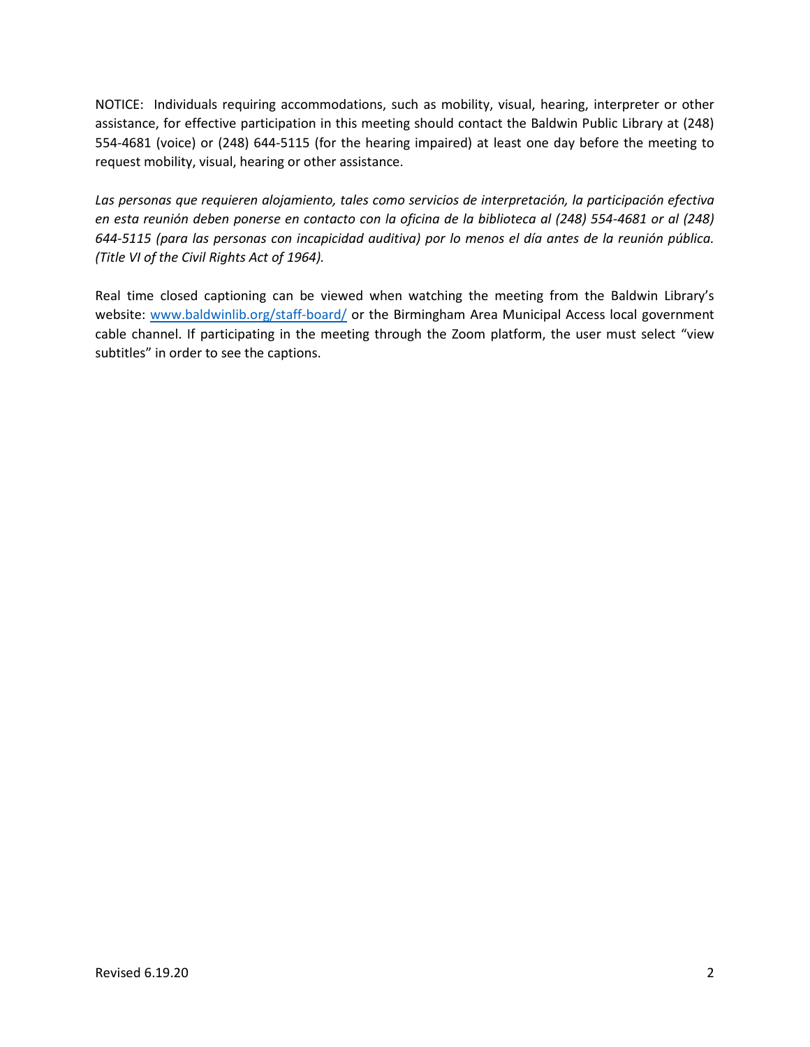NOTICE: Individuals requiring accommodations, such as mobility, visual, hearing, interpreter or other assistance, for effective participation in this meeting should contact the Baldwin Public Library at (248) 554-4681 (voice) or (248) 644-5115 (for the hearing impaired) at least one day before the meeting to request mobility, visual, hearing or other assistance.

*Las personas que requieren alojamiento, tales como servicios de interpretación, la participación efectiva en esta reunión deben ponerse en contacto con la oficina de la biblioteca al (248) 554-4681 or al (248) 644-5115 (para las personas con incapicidad auditiva) por lo menos el día antes de la reunión pública. (Title VI of the Civil Rights Act of 1964).*

Real time closed captioning can be viewed when watching the meeting from the Baldwin Library's website: [www.baldwinlib.org/staff-board/](http://www.baldwinlib.org/staff-board/) or the Birmingham Area Municipal Access local government cable channel. If participating in the meeting through the Zoom platform, the user must select "view subtitles" in order to see the captions.

Revised 6.19.20